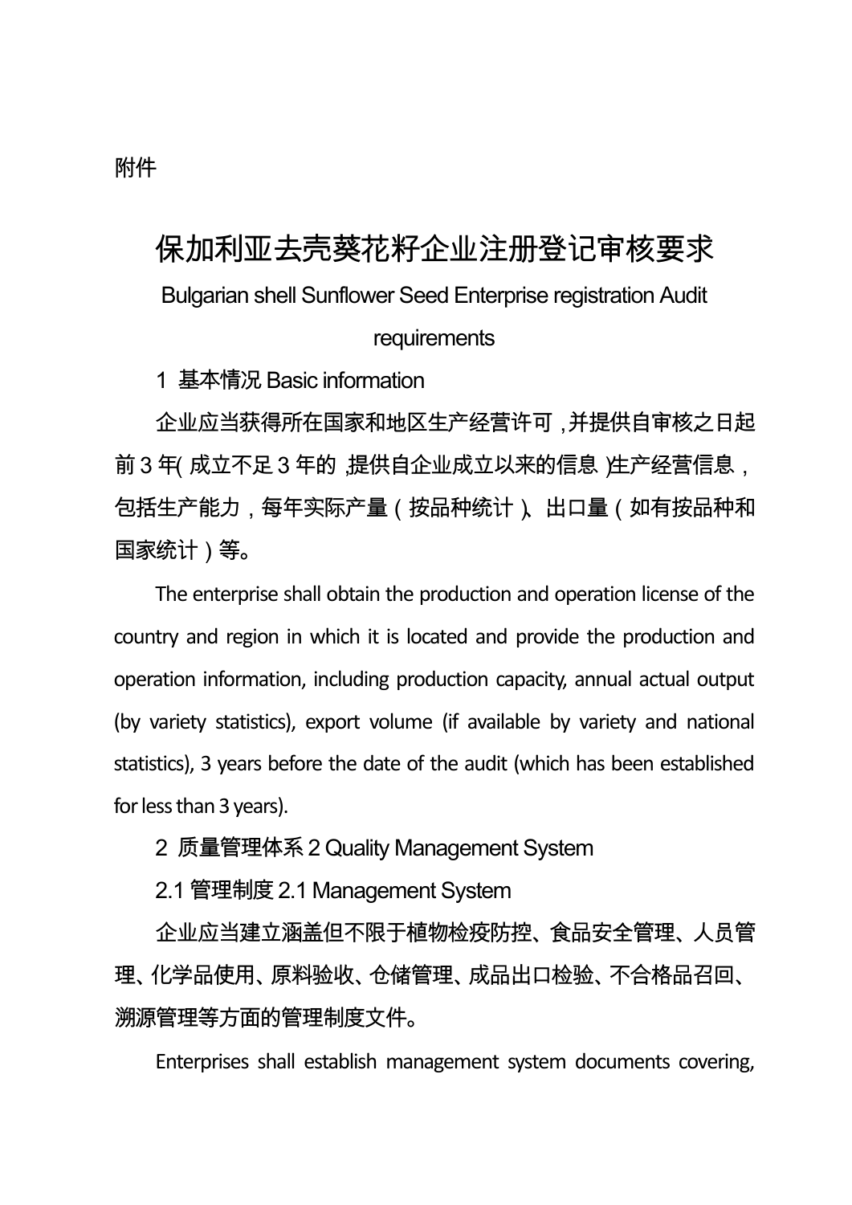附件

# 保加利亚去壳葵花籽企业注册登记审核要求

## Bulgarian shell Sunflower Seed Enterprise registration Audit requirements

### 1 基本情况 Basic information

企业应当获得所在国家和地区生产经营许可，并提供自审核之日起前3年(成立不足3年的，提供自企业成立以来的信息)生产经营信息，包括生产能力，每年实际产量（按品种统计）、出口量（如有按品种和国家统计）等。

The enterprise shall obtain the production and operation license of the country and region in which it is located and provide the production and operation information, including production capacity, annual actual output (by variety statistics), export volume (if available by variety and national statistics), 3 years before the date of the audit (which has been established for less than 3 years).

### 2 质量管理体系 2 Quality Management System

#### 2.1 管理制度 2.1 Management System

企业应当建立涵盖但不限于植物检疫防控、食品安全管理、人员管理、化学品使用、原料验收、仓储管理、成品出口检验、不合格品召回、溯源管理等方面的管理制度文件。

Enterprises shall establish management system documents covering,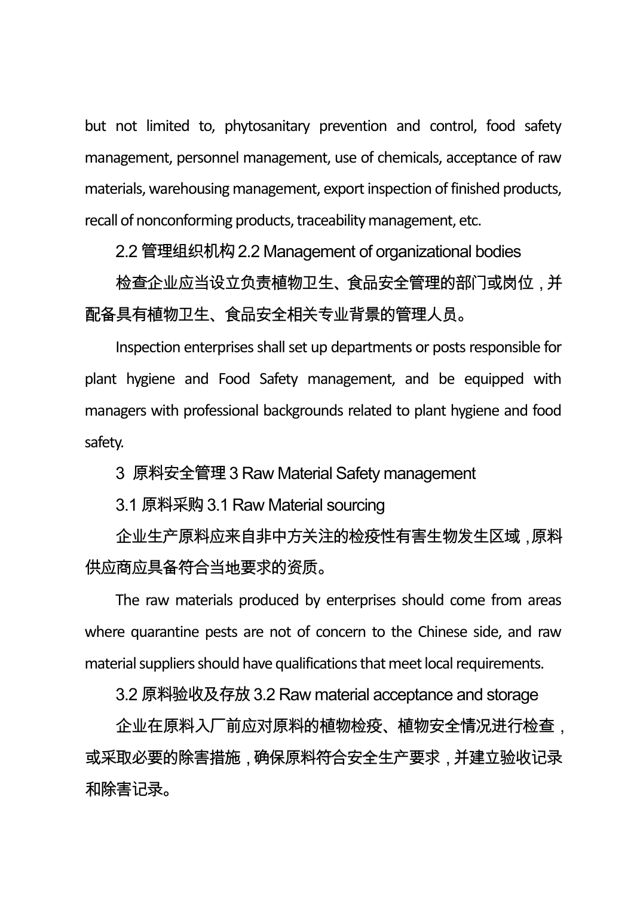but not limited to, phytosanitary prevention and control, food safety management, personnel management, use of chemicals, acceptance of raw materials, warehousing management, export inspection of finished products, recall of nonconforming products, traceability management, etc.

### 2.2 管理组织机构 2.2 Management of organizational bodies

检查企业应当设立负责植物卫生、食品安全管理的部门或岗位，并配备具有植物卫生、食品安全相关专业背景的管理人员。

Inspection enterprises shall set up departments or posts responsible for plant hygiene and Food Safety management, and be equipped with managers with professional backgrounds related to plant hygiene and food safety.

## 3 原料安全管理 3 Raw Material Safety management

### 3.1 原料采购 3.1 Raw Material sourcing

企业生产原料应来自非中方关注的检疫性有害生物发生区域，原料供应商应具备符合当地要求的资质。

The raw materials produced by enterprises should come from areas where quarantine pests are not of concern to the Chinese side, and raw material suppliers should have qualifications that meet local requirements.

### 3.2 原料验收及存放 3.2 Raw material acceptance and storage

企业在原料入厂前应对原料的植物检疫、植物安全情况进行检查，或采取必要的除害措施，确保原料符合安全生产要求，并建立验收记录和除害记录。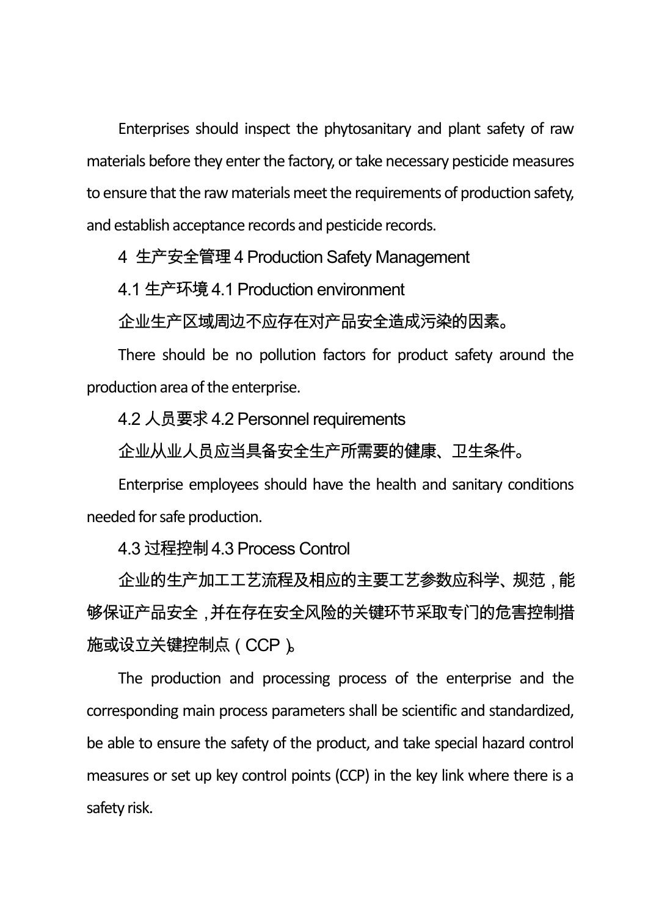Enterprises should inspect the phytosanitary and plant safety of raw materials before they enter the factory, or take necessary pesticide measures to ensure that the raw materials meet the requirements of production safety, and establish acceptance records and pesticide records.

## 4 生产安全管理 4 Production Safety Management

### 4.1 生产环境 4.1 Production environment

企业生产区域周边不应存在对产品安全造成污染的因素。

There should be no pollution factors for product safety around the production area of the enterprise.

### 4.2 人员要求 4.2 Personnel requirements

企业从业人员应当具备安全生产所需要的健康、卫生条件。

Enterprise employees should have the health and sanitary conditions needed for safe production.

### 4.3 过程控制 4.3 Process Control

企业的生产加工工艺流程及相应的主要工艺参数应科学、规范，能够保证产品安全，并在存在安全风险的关键环节采取专门的危害控制措施或设立关键控制点（CCP）。

The production and processing process of the enterprise and the corresponding main process parameters shall be scientific and standardized, be able to ensure the safety of the product, and take special hazard control measures or set up key control points (CCP) in the key link where there is a safety risk.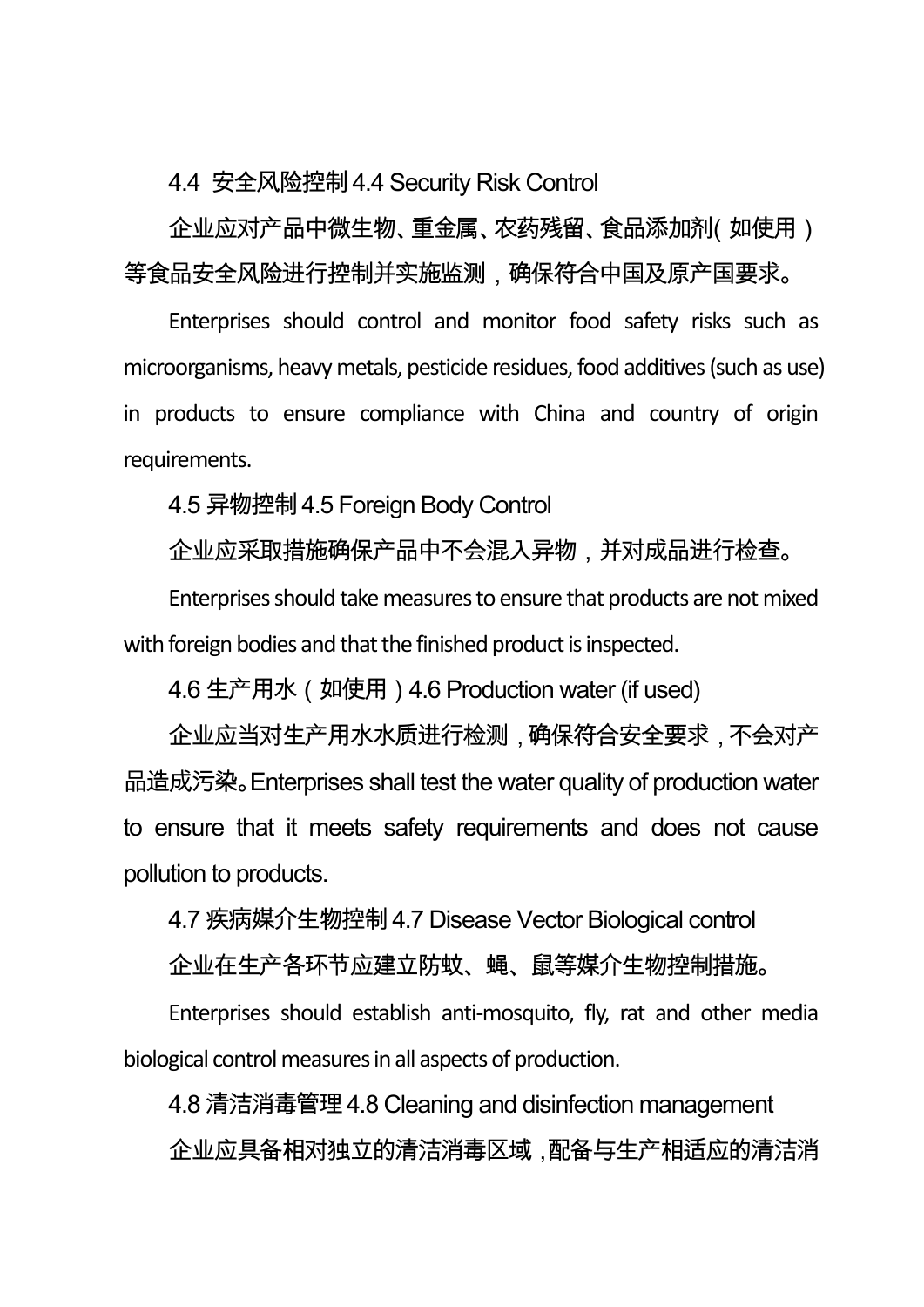4.4 安全风险控制 4.4 Security Risk Control

企业应对产品中微生物、重金属、农药残留、食品添加剂（如使用）等食品安全风险进行控制并实施监测，确保符合中国及原产国要求。

Enterprises should control and monitor food safety risks such as microorganisms, heavy metals, pesticide residues, food additives (such as use) in products to ensure compliance with China and country of origin requirements.

4.5 异物控制 4.5 Foreign Body Control

企业应采取措施确保产品中不会混入异物，并对成品进行检查。

Enterprises should take measures to ensure that products are not mixed with foreign bodies and that the finished product is inspected.

4.6 生产用水（如使用）4.6 Production water (if used)

企业应当对生产用水水质进行检测，确保符合安全要求，不会对产品造成污染。Enterprises shall test the water quality of production water to ensure that it meets safety requirements and does not cause pollution to products.

4.7 疾病媒介生物控制 4.7 Disease Vector Biological control

企业在生产各环节应建立防蚊、蝇、鼠等媒介生物控制措施。

Enterprises should establish anti-mosquito, fly, rat and other media biological control measures in all aspects of production.

4.8 清洁消毒管理 4.8 Cleaning and disinfection management

企业应具备相对独立的清洁消毒区域，配备与生产相适应的清洁消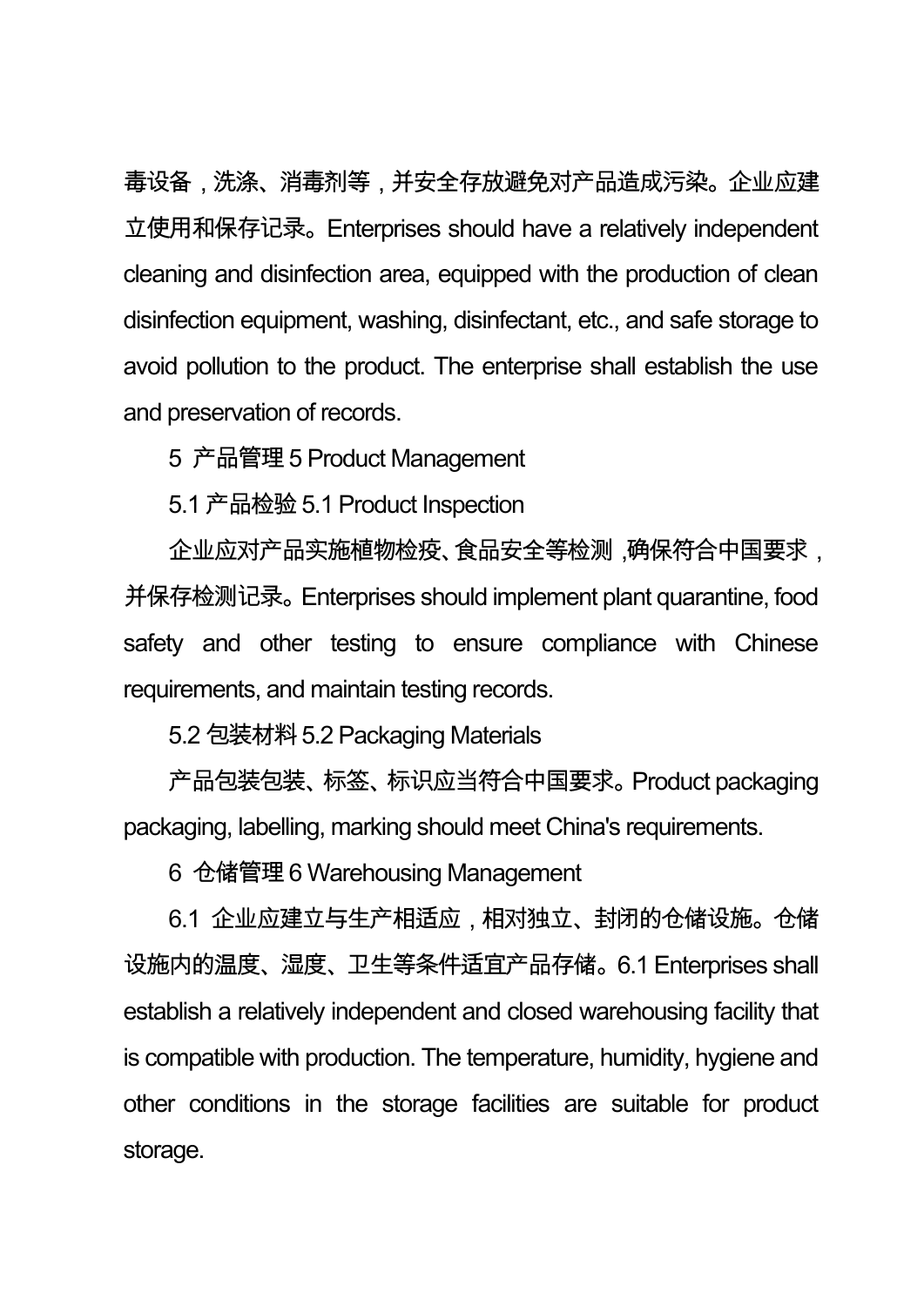毒设备，洗涤、消毒剂等，并安全存放避免对产品造成污染。企业应建立使用和保存记录。Enterprises should have a relatively independent cleaning and disinfection area, equipped with the production of clean disinfection equipment, washing, disinfectant, etc., and safe storage to avoid pollution to the product. The enterprise shall establish the use and preservation of records.

## 5 产品管理 5 Product Management

### 5.1 产品检验 5.1 Product Inspection

企业应对产品实施植物检疫、食品安全等检测，确保符合中国要求，并保存检测记录。Enterprises should implement plant quarantine, food safety and other testing to ensure compliance with Chinese requirements, and maintain testing records.

### 5.2 包装材料 5.2 Packaging Materials

产品包装包装、标签、标识应当符合中国要求。Product packaging packaging, labelling, marking should meet China's requirements.

## 6 仓储管理 6 Warehousing Management

6.1 企业应建立与生产相适应，相对独立、封闭的仓储设施。仓储设施内的温度、湿度、卫生等条件适宜产品存储。6.1 Enterprises shall establish a relatively independent and closed warehousing facility that is compatible with production. The temperature, humidity, hygiene and other conditions in the storage facilities are suitable for product storage.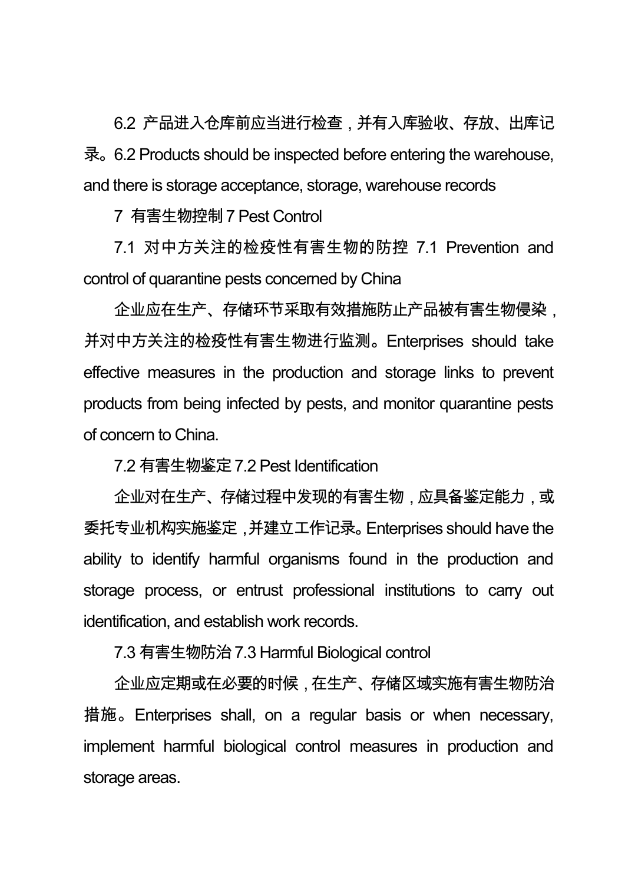6.2 产品进入仓库前应当进行检查，并有入库验收、存放、出库记录。6.2 Products should be inspected before entering the warehouse, and there is storage acceptance, storage, warehouse records

## 7 有害生物控制 7 Pest Control

### 7.1 对中方关注的检疫性有害生物的防控 7.1 Prevention and control of quarantine pests concerned by China

企业应在生产、存储环节采取有效措施防止产品被有害生物侵染，并对中方关注的检疫性有害生物进行监测。Enterprises should take effective measures in the production and storage links to prevent products from being infected by pests, and monitor quarantine pests of concern to China.

### 7.2 有害生物鉴定 7.2 Pest Identification

企业对在生产、存储过程中发现的有害生物，应具备鉴定能力，或委托专业机构实施鉴定，并建立工作记录。Enterprises should have the ability to identify harmful organisms found in the production and storage process, or entrust professional institutions to carry out identification, and establish work records.

### 7.3 有害生物防治 7.3 Harmful Biological control

企业应定期或在必要的时候，在生产、存储区域实施有害生物防治措施。Enterprises shall, on a regular basis or when necessary, implement harmful biological control measures in production and storage areas.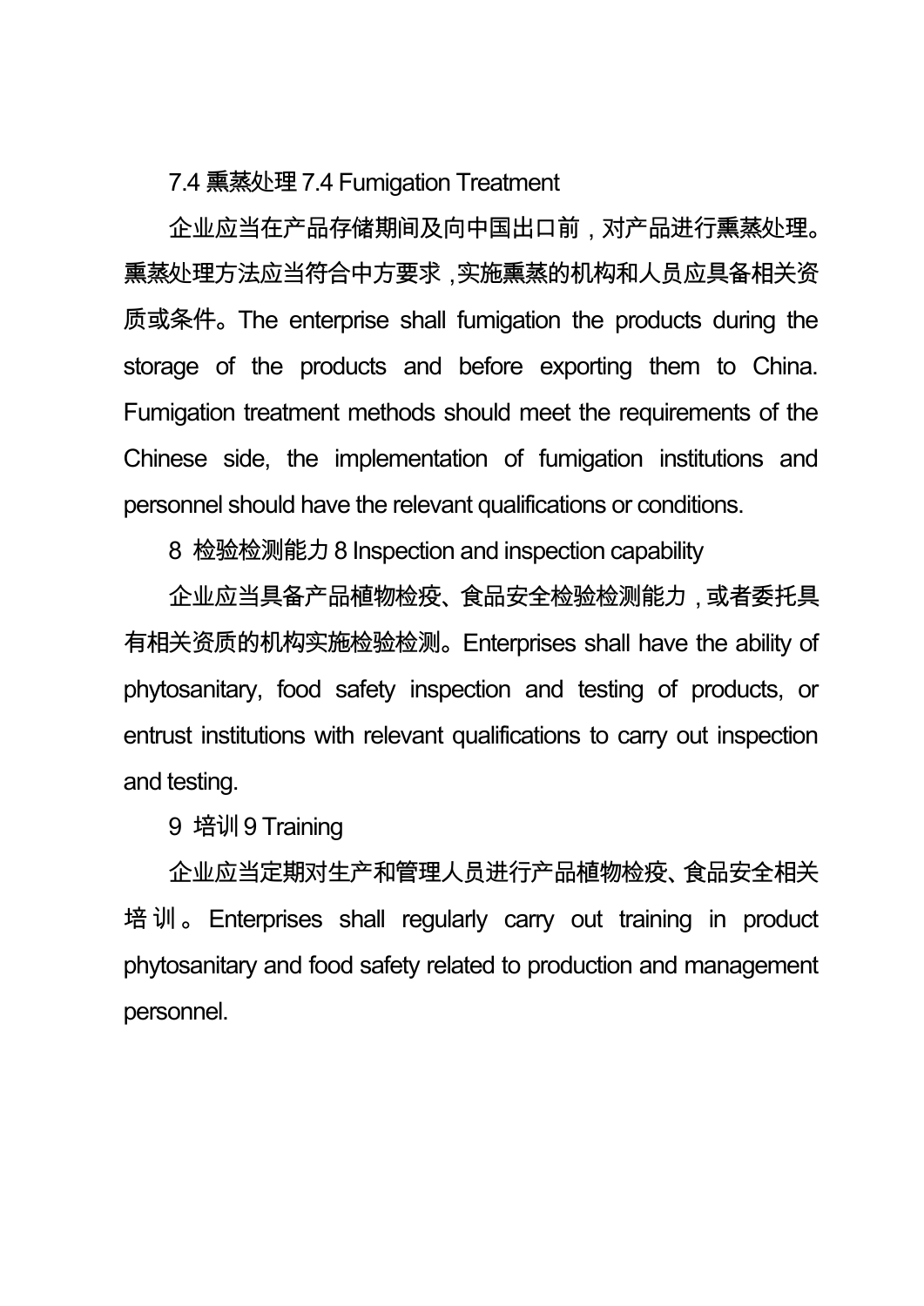### 7.4 熏蒸处理 7.4 Fumigation Treatment

企业应当在产品存储期间及向中国出口前，对产品进行熏蒸处理。熏蒸处理方法应当符合中方要求，实施熏蒸的机构和人员应具备相关资质或条件。The enterprise shall fumigation the products during the storage of the products and before exporting them to China. Fumigation treatment methods should meet the requirements of the Chinese side, the implementation of fumigation institutions and personnel should have the relevant qualifications or conditions.

## 8 检验检测能力 8 Inspection and inspection capability

企业应当具备产品植物检疫、食品安全检验检测能力，或者委托具有相关资质的机构实施检验检测。Enterprises shall have the ability of phytosanitary, food safety inspection and testing of products, or entrust institutions with relevant qualifications to carry out inspection and testing.

## 9 培训 9 Training

企业应当定期对生产和管理人员进行产品植物检疫、食品安全相关培训。Enterprises shall regularly carry out training in product phytosanitary and food safety related to production and management personnel.